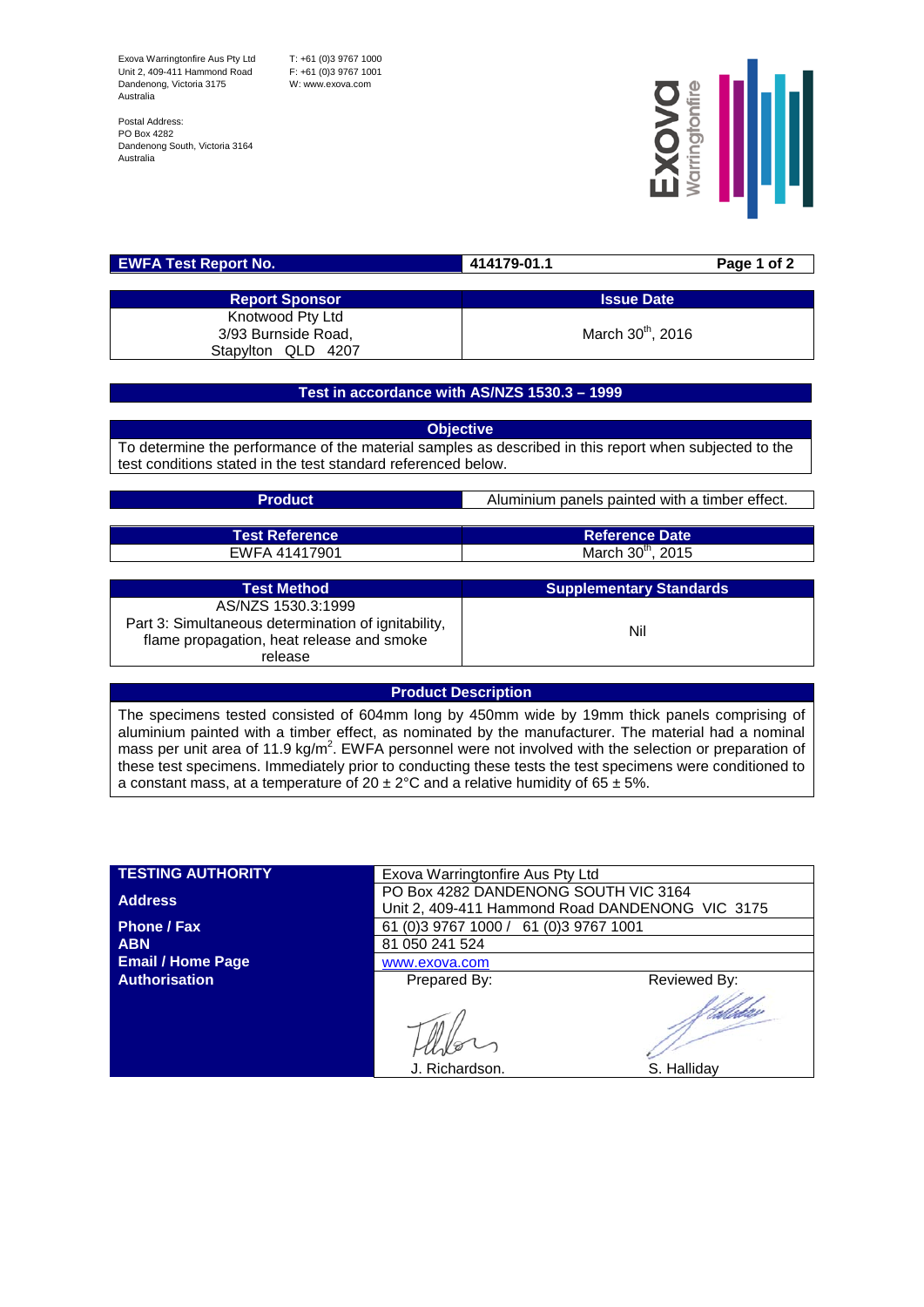Exova Warringtonfire Aus Pty Ltd
Unit 2, 409-411 Hammond Road
Dandenong, Victoria 3175
Australia

T: +61 (0)3 9767 1000
F: +61 (0)3 9767 1001
W: www.exova.com

Postal Address:
PO Box 4282
Dandenong South, Victoria 3164
Australia

| EWFA Test Report No. | 414179-01.1 |
| --- | --- |

| Report Sponsor | Issue Date |
| --- | --- |
| Knotwood Pty Ltd<br>3/93 Burnside Road,<br>Stapylton QLD 4207 | March 30th, 2016 |

## Test in accordance with AS/NZS 1530.3 – 1999

**Objective**

To determine the performance of the material samples as described in this report when subjected to the test conditions stated in the test standard referenced below.

| Product | Aluminium panels painted with a timber effect. |
| --- | --- |

| Test Reference | Reference Date |
| --- | --- |
| EWFA 41417901 | March 30th, 2015 |

| Test Method | Supplementary Standards |
| --- | --- |
| AS/NZS 1530.3:1999<br>Part 3: Simultaneous determination of ignitability, flame propagation, heat release and smoke release | Nil |

**Product Description**

The specimens tested consisted of 604mm long by 450mm wide by 19mm thick panels comprising of aluminium painted with a timber effect, as nominated by the manufacturer. The material had a nominal mass per unit area of 11.9 kg/m$^2$. EWFA personnel were not involved with the selection or preparation of these test specimens. Immediately prior to conducting these tests the test specimens were conditioned to a constant mass, at a temperature of 20 ± 2°C and a relative humidity of 65 ± 5%.

| TESTING AUTHORITY | Exova Warringtonfire Aus Pty Ltd | |
| --- | --- | --- |
| Address | PO Box 4282 DANDENONG SOUTH VIC 3164<br>Unit 2, 409-411 Hammond Road DANDENONG VIC 3175 | |
| Phone / Fax | 61 (0)3 9767 1000 / 61 (0)3 9767 1001 | |
| ABN | 81 050 241 524 | |
| Email / Home Page | www.exova.com | |
| Authorisation | Prepared By:<br>J. Richardson. | Reviewed By:<br>S. Halliday |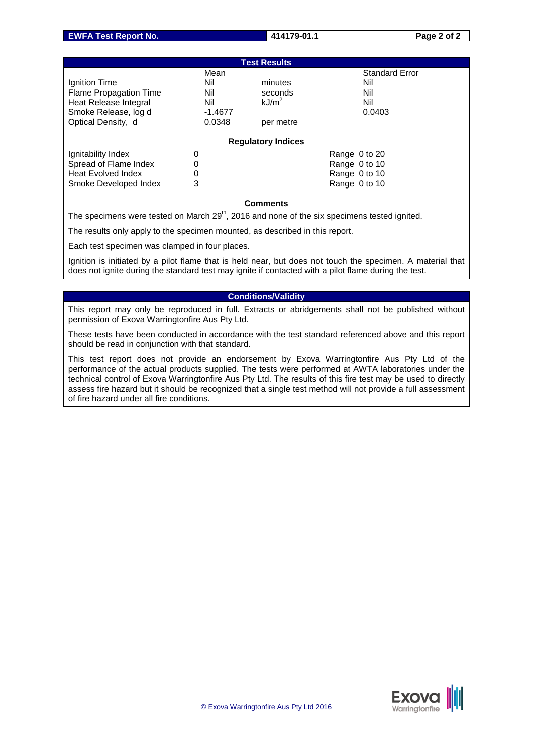## Test Results

| | Mean | | Standard Error |
|---|---|---|---|
| Ignition Time | Nil | minutes | Nil |
| Flame Propagation Time | Nil | seconds | Nil |
| Heat Release Integral | Nil | $kJ/m^2$ | Nil |
| Smoke Release, log d | -1.4677 | | 0.0403 |
| Optical Density, d | 0.0348 | per metre | |

### Regulatory Indices

| | | |
|---|---|---|
| Ignitability Index | 0 | Range 0 to 20 |
| Spread of Flame Index | 0 | Range 0 to 10 |
| Heat Evolved Index | 0 | Range 0 to 10 |
| Smoke Developed Index | 3 | Range 0 to 10 |

### Comments

The specimens were tested on March 29th, 2016 and none of the six specimens tested ignited.

The results only apply to the specimen mounted, as described in this report.

Each test specimen was clamped in four places.

Ignition is initiated by a pilot flame that is held near, but does not touch the specimen. A material that does not ignite during the standard test may ignite if contacted with a pilot flame during the test.

## Conditions/Validity

This report may only be reproduced in full. Extracts or abridgements shall not be published without permission of Exova Warringtonfire Aus Pty Ltd.

These tests have been conducted in accordance with the test standard referenced above and this report should be read in conjunction with that standard.

This test report does not provide an endorsement by Exova Warringtonfire Aus Pty Ltd of the performance of the actual products supplied. The tests were performed at AWTA laboratories under the technical control of Exova Warringtonfire Aus Pty Ltd. The results of this fire test may be used to directly assess fire hazard but it should be recognized that a single test method will not provide a full assessment of fire hazard under all fire conditions.

© Exova Warringtonfire Aus Pty Ltd 2016